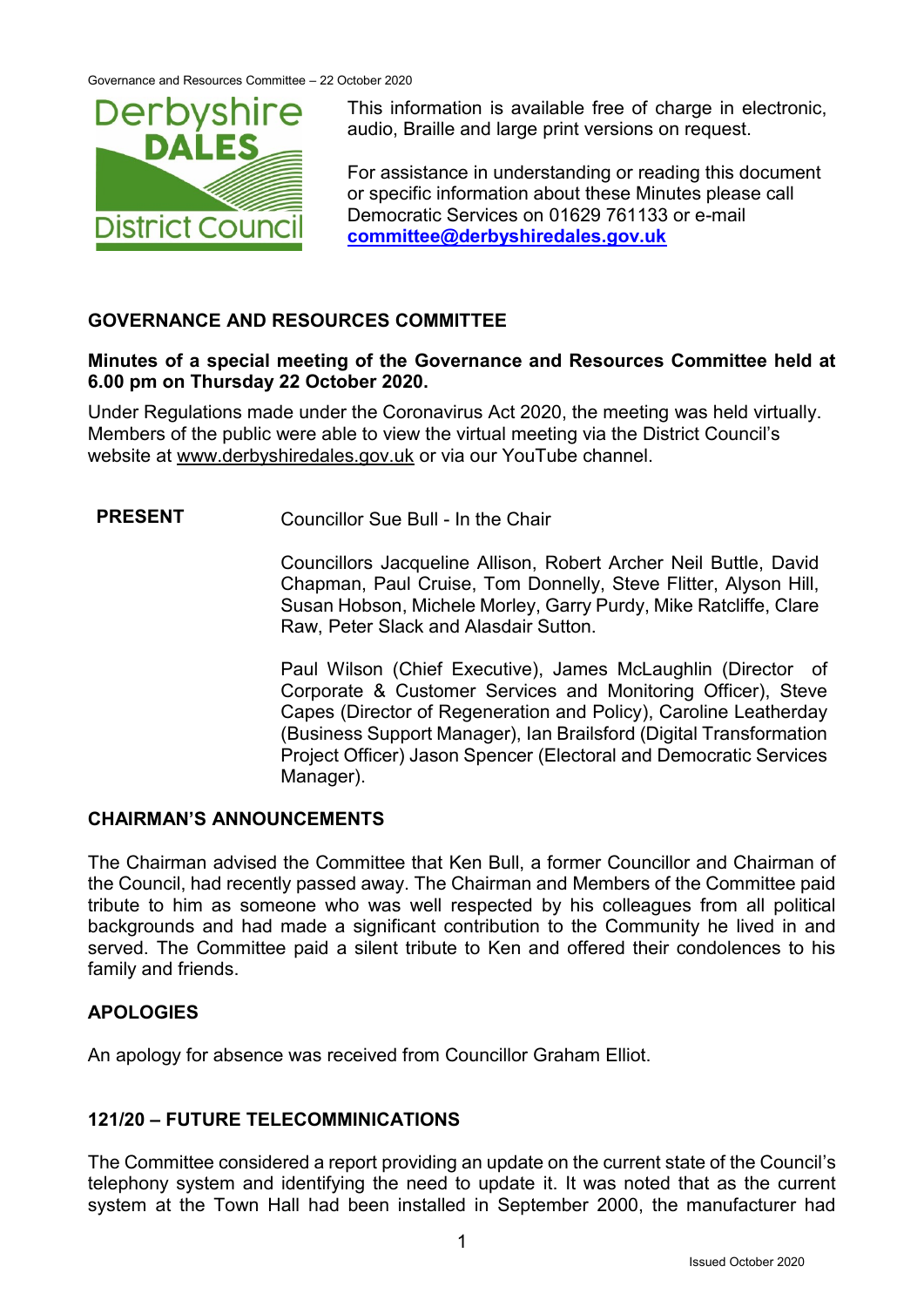This information is available free of charge in electronic, audio, Braille and large print versions on request.

For assistance in understanding or reading this document or specific information about these Minutes please call Democratic Services on 01629 761133 or e-mail **committee@derbyshiredales.gov.uk**

## GOVERNANCE AND RESOURCES COMMITTEE

**Minutes of a special meeting of the Governance and Resources Committee held at 6.00 pm on Thursday 22 October 2020.**

Under Regulations made under the Coronavirus Act 2020, the meeting was held virtually. Members of the public were able to view the virtual meeting via the District Council's website at www.derbyshiredales.gov.uk or via our YouTube channel.

**PRESENT**

Councillor Sue Bull - In the Chair

Councillors Jacqueline Allison, Robert Archer Neil Buttle, David Chapman, Paul Cruise, Tom Donnelly, Steve Flitter, Alyson Hill, Susan Hobson, Michele Morley, Garry Purdy, Mike Ratcliffe, Clare Raw, Peter Slack and Alasdair Sutton.

Paul Wilson (Chief Executive), James McLaughlin (Director of Corporate & Customer Services and Monitoring Officer), Steve Capes (Director of Regeneration and Policy), Caroline Leatherday (Business Support Manager), Ian Brailsford (Digital Transformation Project Officer) Jason Spencer (Electoral and Democratic Services Manager).

### CHAIRMAN'S ANNOUNCEMENTS

The Chairman advised the Committee that Ken Bull, a former Councillor and Chairman of the Council, had recently passed away. The Chairman and Members of the Committee paid tribute to him as someone who was well respected by his colleagues from all political backgrounds and had made a significant contribution to the Community he lived in and served. The Committee paid a silent tribute to Ken and offered their condolences to his family and friends.

### APOLOGIES

An apology for absence was received from Councillor Graham Elliot.

### 121/20 – FUTURE TELECOMMINICATIONS

The Committee considered a report providing an update on the current state of the Council's telephony system and identifying the need to update it. It was noted that as the current system at the Town Hall had been installed in September 2000, the manufacturer had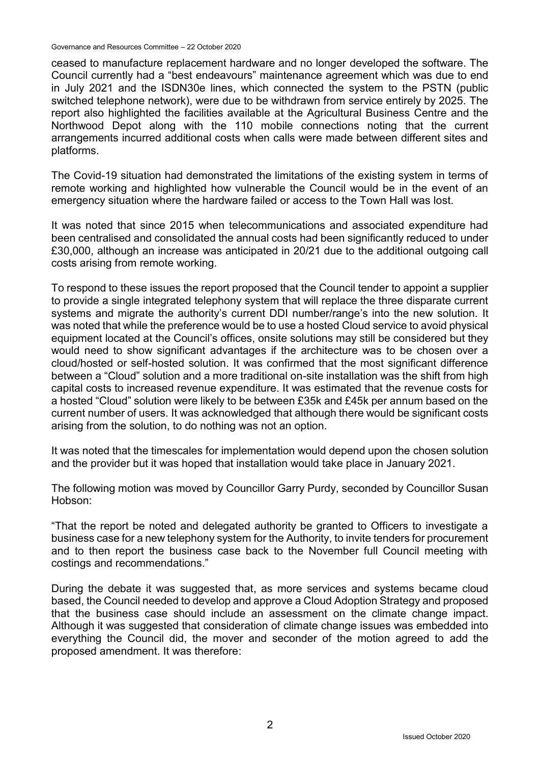ceased to manufacture replacement hardware and no longer developed the software. The Council currently had a "best endeavours" maintenance agreement which was due to end in July 2021 and the ISDN30e lines, which connected the system to the PSTN (public switched telephone network), were due to be withdrawn from service entirely by 2025. The report also highlighted the facilities available at the Agricultural Business Centre and the Northwood Depot along with the 110 mobile connections noting that the current arrangements incurred additional costs when calls were made between different sites and platforms.

The Covid-19 situation had demonstrated the limitations of the existing system in terms of remote working and highlighted how vulnerable the Council would be in the event of an emergency situation where the hardware failed or access to the Town Hall was lost.

It was noted that since 2015 when telecommunications and associated expenditure had been centralised and consolidated the annual costs had been significantly reduced to under £30,000, although an increase was anticipated in 20/21 due to the additional outgoing call costs arising from remote working.

To respond to these issues the report proposed that the Council tender to appoint a supplier to provide a single integrated telephony system that will replace the three disparate current systems and migrate the authority's current DDI number/range's into the new solution. It was noted that while the preference would be to use a hosted Cloud service to avoid physical equipment located at the Council's offices, onsite solutions may still be considered but they would need to show significant advantages if the architecture was to be chosen over a cloud/hosted or self-hosted solution. It was confirmed that the most significant difference between a "Cloud" solution and a more traditional on-site installation was the shift from high capital costs to increased revenue expenditure. It was estimated that the revenue costs for a hosted "Cloud" solution were likely to be between £35k and £45k per annum based on the current number of users. It was acknowledged that although there would be significant costs arising from the solution, to do nothing was not an option.

It was noted that the timescales for implementation would depend upon the chosen solution and the provider but it was hoped that installation would take place in January 2021.

The following motion was moved by Councillor Garry Purdy, seconded by Councillor Susan Hobson:

"That the report be noted and delegated authority be granted to Officers to investigate a business case for a new telephony system for the Authority, to invite tenders for procurement and to then report the business case back to the November full Council meeting with costings and recommendations."

During the debate it was suggested that, as more services and systems became cloud based, the Council needed to develop and approve a Cloud Adoption Strategy and proposed that the business case should include an assessment on the climate change impact. Although it was suggested that consideration of climate change issues was embedded into everything the Council did, the mover and seconder of the motion agreed to add the proposed amendment. It was therefore: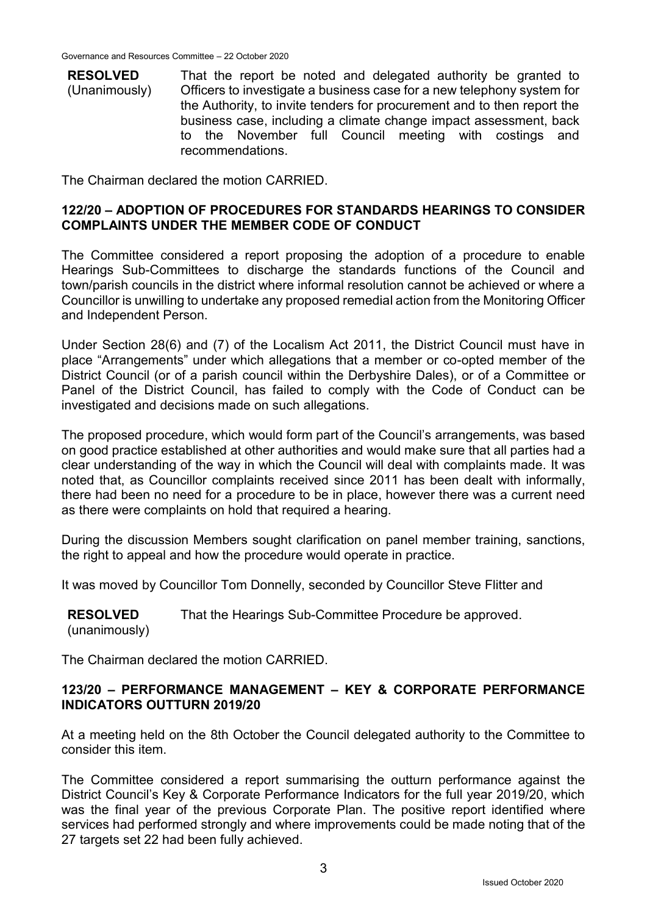**RESOLVED** (Unanimously) That the report be noted and delegated authority be granted to Officers to investigate a business case for a new telephony system for the Authority, to invite tenders for procurement and to then report the business case, including a climate change impact assessment, back to the November full Council meeting with costings and recommendations.

The Chairman declared the motion CARRIED.

## 122/20 – ADOPTION OF PROCEDURES FOR STANDARDS HEARINGS TO CONSIDER COMPLAINTS UNDER THE MEMBER CODE OF CONDUCT

The Committee considered a report proposing the adoption of a procedure to enable Hearings Sub-Committees to discharge the standards functions of the Council and town/parish councils in the district where informal resolution cannot be achieved or where a Councillor is unwilling to undertake any proposed remedial action from the Monitoring Officer and Independent Person.

Under Section 28(6) and (7) of the Localism Act 2011, the District Council must have in place "Arrangements" under which allegations that a member or co-opted member of the District Council (or of a parish council within the Derbyshire Dales), or of a Committee or Panel of the District Council, has failed to comply with the Code of Conduct can be investigated and decisions made on such allegations.

The proposed procedure, which would form part of the Council's arrangements, was based on good practice established at other authorities and would make sure that all parties had a clear understanding of the way in which the Council will deal with complaints made. It was noted that, as Councillor complaints received since 2011 has been dealt with informally, there had been no need for a procedure to be in place, however there was a current need as there were complaints on hold that required a hearing.

During the discussion Members sought clarification on panel member training, sanctions, the right to appeal and how the procedure would operate in practice.

It was moved by Councillor Tom Donnelly, seconded by Councillor Steve Flitter and

**RESOLVED** (unanimously) That the Hearings Sub-Committee Procedure be approved.

The Chairman declared the motion CARRIED.

## 123/20 – PERFORMANCE MANAGEMENT – KEY & CORPORATE PERFORMANCE INDICATORS OUTTURN 2019/20

At a meeting held on the 8th October the Council delegated authority to the Committee to consider this item.

The Committee considered a report summarising the outturn performance against the District Council's Key & Corporate Performance Indicators for the full year 2019/20, which was the final year of the previous Corporate Plan. The positive report identified where services had performed strongly and where improvements could be made noting that of the 27 targets set 22 had been fully achieved.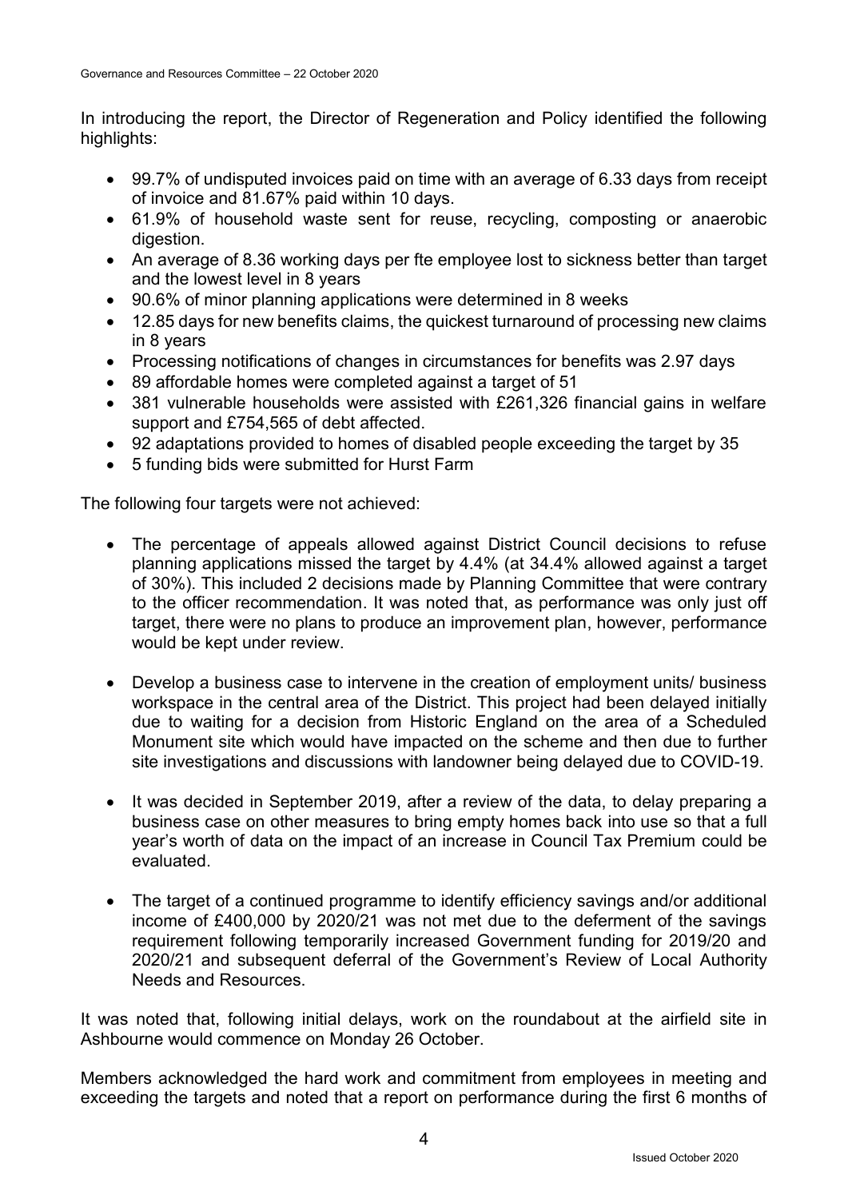In introducing the report, the Director of Regeneration and Policy identified the following highlights:

- 99.7% of undisputed invoices paid on time with an average of 6.33 days from receipt of invoice and 81.67% paid within 10 days.
- 61.9% of household waste sent for reuse, recycling, composting or anaerobic digestion.
- An average of 8.36 working days per fte employee lost to sickness better than target and the lowest level in 8 years
- 90.6% of minor planning applications were determined in 8 weeks
- 12.85 days for new benefits claims, the quickest turnaround of processing new claims in 8 years
- Processing notifications of changes in circumstances for benefits was 2.97 days
- 89 affordable homes were completed against a target of 51
- 381 vulnerable households were assisted with £261,326 financial gains in welfare support and £754,565 of debt affected.
- 92 adaptations provided to homes of disabled people exceeding the target by 35
- 5 funding bids were submitted for Hurst Farm

The following four targets were not achieved:

- The percentage of appeals allowed against District Council decisions to refuse planning applications missed the target by 4.4% (at 34.4% allowed against a target of 30%). This included 2 decisions made by Planning Committee that were contrary to the officer recommendation. It was noted that, as performance was only just off target, there were no plans to produce an improvement plan, however, performance would be kept under review.

- Develop a business case to intervene in the creation of employment units/ business workspace in the central area of the District. This project had been delayed initially due to waiting for a decision from Historic England on the area of a Scheduled Monument site which would have impacted on the scheme and then due to further site investigations and discussions with landowner being delayed due to COVID-19.

- It was decided in September 2019, after a review of the data, to delay preparing a business case on other measures to bring empty homes back into use so that a full year's worth of data on the impact of an increase in Council Tax Premium could be evaluated.

- The target of a continued programme to identify efficiency savings and/or additional income of £400,000 by 2020/21 was not met due to the deferment of the savings requirement following temporarily increased Government funding for 2019/20 and 2020/21 and subsequent deferral of the Government's Review of Local Authority Needs and Resources.

It was noted that, following initial delays, work on the roundabout at the airfield site in Ashbourne would commence on Monday 26 October.

Members acknowledged the hard work and commitment from employees in meeting and exceeding the targets and noted that a report on performance during the first 6 months of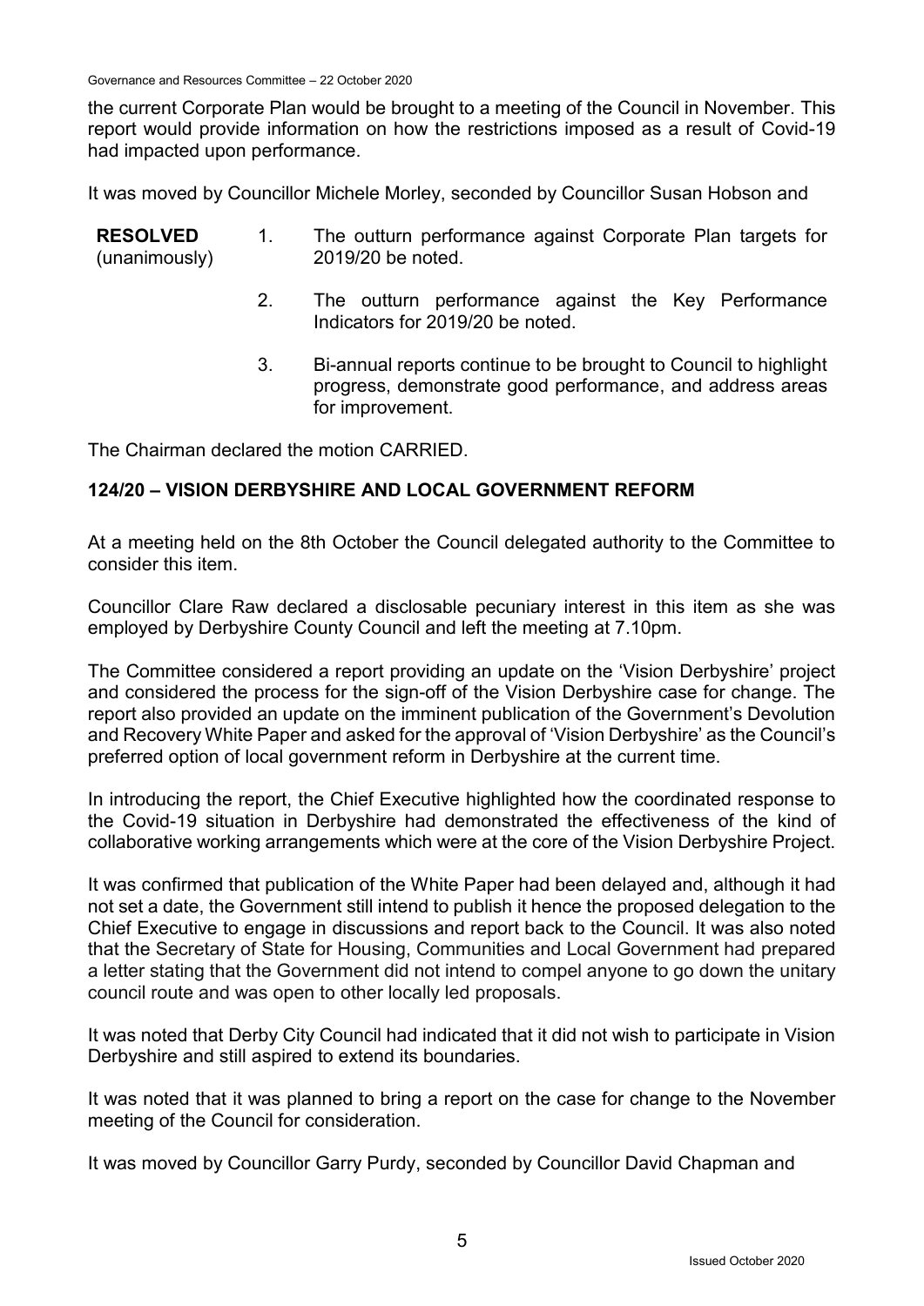the current Corporate Plan would be brought to a meeting of the Council in November. This report would provide information on how the restrictions imposed as a result of Covid-19 had impacted upon performance.

It was moved by Councillor Michele Morley, seconded by Councillor Susan Hobson and

**RESOLVED** (unanimously)

1. The outturn performance against Corporate Plan targets for 2019/20 be noted.
2. The outturn performance against the Key Performance Indicators for 2019/20 be noted.
3. Bi-annual reports continue to be brought to Council to highlight progress, demonstrate good performance, and address areas for improvement.

The Chairman declared the motion CARRIED.

## 124/20 – VISION DERBYSHIRE AND LOCAL GOVERNMENT REFORM

At a meeting held on the 8th October the Council delegated authority to the Committee to consider this item.

Councillor Clare Raw declared a disclosable pecuniary interest in this item as she was employed by Derbyshire County Council and left the meeting at 7.10pm.

The Committee considered a report providing an update on the 'Vision Derbyshire' project and considered the process for the sign-off of the Vision Derbyshire case for change. The report also provided an update on the imminent publication of the Government's Devolution and Recovery White Paper and asked for the approval of 'Vision Derbyshire' as the Council's preferred option of local government reform in Derbyshire at the current time.

In introducing the report, the Chief Executive highlighted how the coordinated response to the Covid-19 situation in Derbyshire had demonstrated the effectiveness of the kind of collaborative working arrangements which were at the core of the Vision Derbyshire Project.

It was confirmed that publication of the White Paper had been delayed and, although it had not set a date, the Government still intend to publish it hence the proposed delegation to the Chief Executive to engage in discussions and report back to the Council. It was also noted that the Secretary of State for Housing, Communities and Local Government had prepared a letter stating that the Government did not intend to compel anyone to go down the unitary council route and was open to other locally led proposals.

It was noted that Derby City Council had indicated that it did not wish to participate in Vision Derbyshire and still aspired to extend its boundaries.

It was noted that it was planned to bring a report on the case for change to the November meeting of the Council for consideration.

It was moved by Councillor Garry Purdy, seconded by Councillor David Chapman and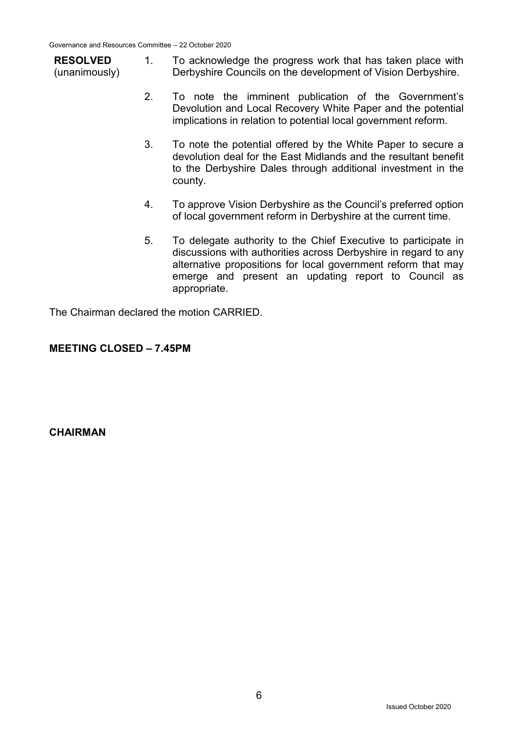**RESOLVED** (unanimously)

1. To acknowledge the progress work that has taken place with Derbyshire Councils on the development of Vision Derbyshire.

2. To note the imminent publication of the Government's Devolution and Local Recovery White Paper and the potential implications in relation to potential local government reform.

3. To note the potential offered by the White Paper to secure a devolution deal for the East Midlands and the resultant benefit to the Derbyshire Dales through additional investment in the county.

4. To approve Vision Derbyshire as the Council's preferred option of local government reform in Derbyshire at the current time.

5. To delegate authority to the Chief Executive to participate in discussions with authorities across Derbyshire in regard to any alternative propositions for local government reform that may emerge and present an updating report to Council as appropriate.

The Chairman declared the motion CARRIED.

**MEETING CLOSED – 7.45PM**

**CHAIRMAN**